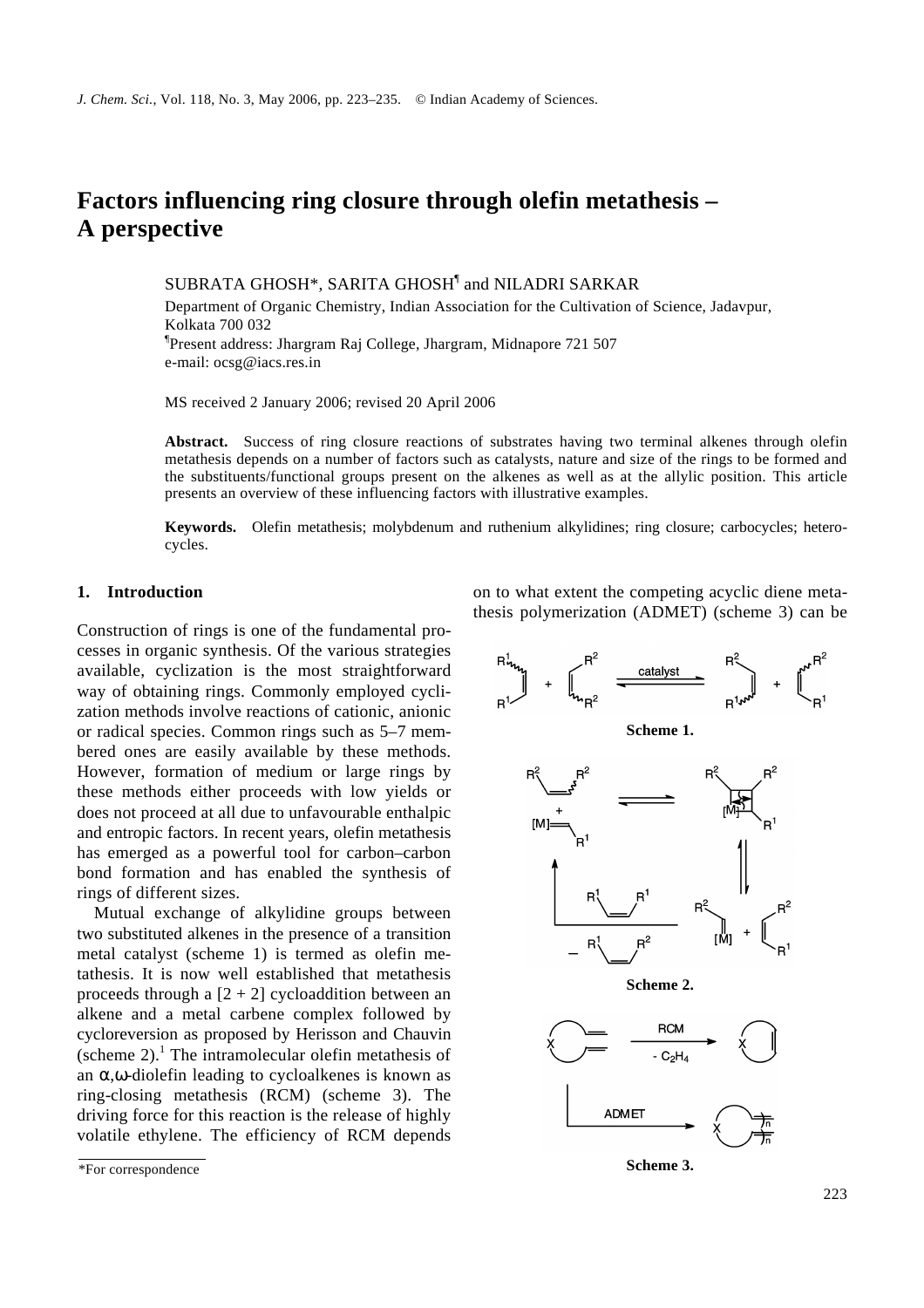# Factors influencing ring closure through olefin metathesis – A perspective

SUBRATA GHOSH*, SARITA GHOSH[¶] and NILADRI SARKAR

Department of Organic Chemistry, Indian Association for the Cultivation of Science, Jadavpur, Kolkata 700 032

[¶]Present address: Jhargram Raj College, Jhargram, Midnapore 721 507

e-mail: ocsg@iacs.res.in

MS received 2 January 2006; revised 20 April 2006

**Abstract.** Success of ring closure reactions of substrates having two terminal alkenes through olefin metathesis depends on a number of factors such as catalysts, nature and size of the rings to be formed and the substituents/functional groups present on the alkenes as well as at the allylic position. This article presents an overview of these influencing factors with illustrative examples.

**Keywords.** Olefin metathesis; molybdenum and ruthenium alkylidines; ring closure; carbocycles; heterocycles.

## 1. Introduction

Construction of rings is one of the fundamental processes in organic synthesis. Of the various strategies available, cyclization is the most straightforward way of obtaining rings. Commonly employed cyclization methods involve reactions of cationic, anionic or radical species. Common rings such as 5–7 membered ones are easily available by these methods. However, formation of medium or large rings by these methods either proceeds with low yields or does not proceed at all due to unfavourable enthalpic and entropic factors. In recent years, olefin metathesis has emerged as a powerful tool for carbon–carbon bond formation and has enabled the synthesis of rings of different sizes.

Mutual exchange of alkylidine groups between two substituted alkenes in the presence of a transition metal catalyst (scheme 1) is termed as olefin metathesis. It is now well established that metathesis proceeds through a [2 + 2] cycloaddition between an alkene and a metal carbene complex followed by cycloreversion as proposed by Herisson and Chauvin (scheme 2).[1] The intramolecular olefin metathesis of an $\alpha,\omega$-diolefin leading to cycloalkenes is known as ring-closing metathesis (RCM) (scheme 3). The driving force for this reaction is the release of highly volatile ethylene. The efficiency of RCM depends on to what extent the competing acyclic diene metathesis polymerization (ADMET) (scheme 3) can be

**Scheme 1.**

**Scheme 2.**

**Scheme 3.**

*For correspondence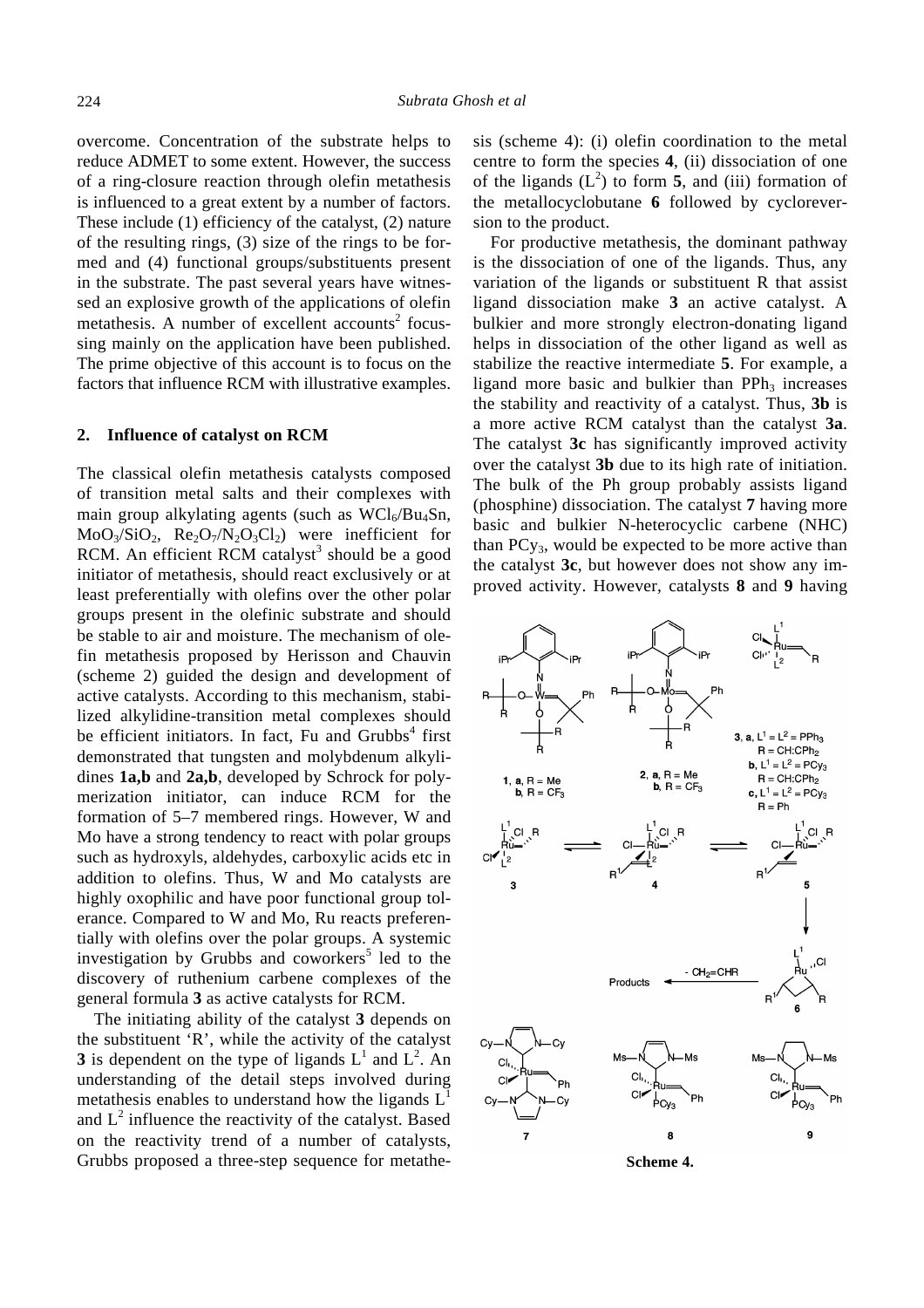overcome. Concentration of the substrate helps to reduce ADMET to some extent. However, the success of a ring-closure reaction through olefin metathesis is influenced to a great extent by a number of factors. These include (1) efficiency of the catalyst, (2) nature of the resulting rings, (3) size of the rings to be formed and (4) functional groups/substituents present in the substrate. The past several years have witnessed an explosive growth of the applications of olefin metathesis. A number of excellent accounts[2] focussing mainly on the application have been published. The prime objective of this account is to focus on the factors that influence RCM with illustrative examples.

## 2. Influence of catalyst on RCM

The classical olefin metathesis catalysts composed of transition metal salts and their complexes with main group alkylating agents (such as $WCl_6/Bu_4Sn$, $MoO_3/SiO_2$, $Re_2O_7/N_2O_3Cl_2$) were inefficient for RCM. An efficient RCM catalyst[3] should be a good initiator of metathesis, should react exclusively or at least preferentially with olefins over the other polar groups present in the olefinic substrate and should be stable to air and moisture. The mechanism of olefin metathesis proposed by Herisson and Chauvin (scheme 2) guided the design and development of active catalysts. According to this mechanism, stabilized alkylidine-transition metal complexes should be efficient initiators. In fact, Fu and Grubbs[4] first demonstrated that tungsten and molybdenum alkylidines **1a,b** and **2a,b**, developed by Schrock for polymerization initiator, can induce RCM for the formation of 5–7 membered rings. However, W and Mo have a strong tendency to react with polar groups such as hydroxyls, aldehydes, carboxylic acids etc in addition to olefins. Thus, W and Mo catalysts are highly oxophilic and have poor functional group tolerance. Compared to W and Mo, Ru reacts preferentially with olefins over the polar groups. A systemic investigation by Grubbs and coworkers[5] led to the discovery of ruthenium carbene complexes of the general formula **3** as active catalysts for RCM.

The initiating ability of the catalyst **3** depends on the substituent 'R', while the activity of the catalyst **3** is dependent on the type of ligands $L^1$ and $L^2$. An understanding of the detail steps involved during metathesis enables to understand how the ligands $L^1$ and $L^2$ influence the reactivity of the catalyst. Based on the reactivity trend of a number of catalysts, Grubbs proposed a three-step sequence for metathesis (scheme 4): (i) olefin coordination to the metal centre to form the species **4**, (ii) dissociation of one of the ligands ($L^2$) to form **5**, and (iii) formation of the metallocyclobutane **6** followed by cycloreversion to the product.

For productive metathesis, the dominant pathway is the dissociation of one of the ligands. Thus, any variation of the ligands or substituent R that assist ligand dissociation make **3** an active catalyst. A bulkier and more strongly electron-donating ligand helps in dissociation of the other ligand as well as stabilize the reactive intermediate **5**. For example, a ligand more basic and bulkier than $PPh_3$ increases the stability and reactivity of a catalyst. Thus, **3b** is a more active RCM catalyst than the catalyst **3a**. The catalyst **3c** has significantly improved activity over the catalyst **3b** due to its high rate of initiation. The bulk of the Ph group probably assists ligand (phosphine) dissociation. The catalyst **7** having more basic and bulkier N-heterocyclic carbene (NHC) than $PCy_3$, would be expected to be more active than the catalyst **3c**, but however does not show any improved activity. However, catalysts **8** and **9** having

**1**, **a**, R = Me; **b**, R = $CF_3$

**2**, **a**, R = Me; **b**, R = $CF_3$

**3**, **a**, $L^1 = L^2 = PPh_3$, R = $CH{:}CPh_2$; **b**, $L^1 = L^2 = PCy_3$, R = $CH{:}CPh_2$; **c**, $L^1 = L^2 = PCy_3$, R = Ph

**Scheme 4.**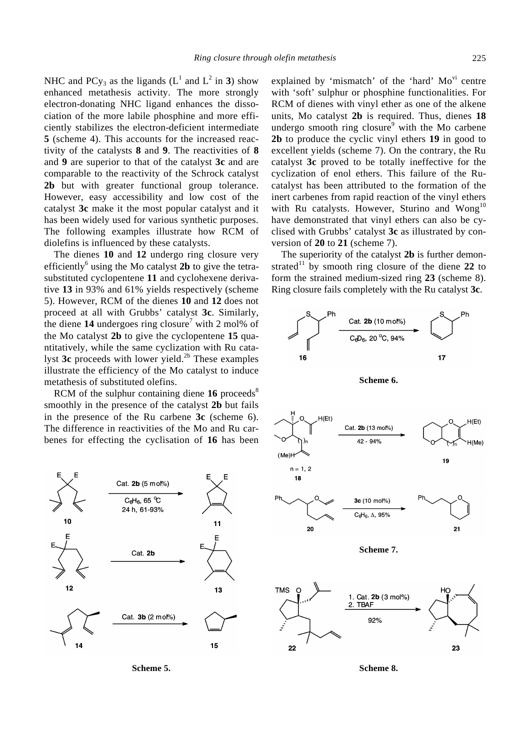NHC and $PCy_3$ as the ligands ($L^1$ and $L^2$ in **3**) show enhanced metathesis activity. The more strongly electron-donating NHC ligand enhances the dissociation of the more labile phosphine and more efficiently stabilizes the electron-deficient intermediate **5** (scheme 4). This accounts for the increased reactivity of the catalysts **8** and **9**. The reactivities of **8** and **9** are superior to that of the catalyst **3c** and are comparable to the reactivity of the Schrock catalyst **2b** but with greater functional group tolerance. However, easy accessibility and low cost of the catalyst **3c** make it the most popular catalyst and it has been widely used for various synthetic purposes. The following examples illustrate how RCM of diolefins is influenced by these catalysts.

The dienes **10** and **12** undergo ring closure very efficiently[6] using the Mo catalyst **2b** to give the tetrasubstituted cyclopentene **11** and cyclohexene derivative **13** in 93% and 61% yields respectively (scheme 5). However, RCM of the dienes **10** and **12** does not proceed at all with Grubbs' catalyst **3c**. Similarly, the diene **14** undergoes ring closure[7] with 2 mol% of the Mo catalyst **2b** to give the cyclopentene **15** quantitatively, while the same cyclization with Ru catalyst **3c** proceeds with lower yield.[2b] These examples illustrate the efficiency of the Mo catalyst to induce metathesis of substituted olefins.

RCM of the sulphur containing diene **16** proceeds[8] smoothly in the presence of the catalyst **2b** but fails in the presence of the Ru carbene **3c** (scheme 6). The difference in reactivities of the Mo and Ru carbenes for effecting the cyclisation of **16** has been explained by 'mismatch' of the 'hard' $Mo^{vi}$ centre with 'soft' sulphur or phosphine functionalities. For RCM of dienes with vinyl ether as one of the alkene units, Mo catalyst **2b** is required. Thus, dienes **18** undergo smooth ring closure[9] with the Mo carbene **2b** to produce the cyclic vinyl ethers **19** in good to excellent yields (scheme 7). On the contrary, the Ru catalyst **3c** proved to be totally ineffective for the cyclization of enol ethers. This failure of the Ru-catalyst has been attributed to the formation of the inert carbenes from rapid reaction of the vinyl ethers with Ru catalysts. However, Sturino and Wong[10] have demonstrated that vinyl ethers can also be cyclised with Grubbs' catalyst **3c** as illustrated by conversion of **20** to **21** (scheme 7).

The superiority of the catalyst **2b** is further demonstrated[11] by smooth ring closure of the diene **22** to form the strained medium-sized ring **23** (scheme 8). Ring closure fails completely with the Ru catalyst **3c**.

**10** → **11**: Cat. **2b** (5 mol%), $C_6H_6$, 65 °C, 24 h, 61-93%

**12** → **13**: Cat. **2b**

**14** → **15**: Cat. **3b** (2 mol%)

**Scheme 5.**

**16** → **17**: Cat. **2b** (10 mol%), $C_6D_6$, 20 °C, 94%

**Scheme 6.**

**18** (n = 1, 2) → **19**: Cat. **2b** (13 mol%), 42 - 94%

**20** → **21**: **3c** (10 mol%), $C_6H_6$, Δ, 95%

**Scheme 7.**

**22** → **23**: 1. Cat. **2b** (3 mol%) 2. TBAF, 92%

**Scheme 8.**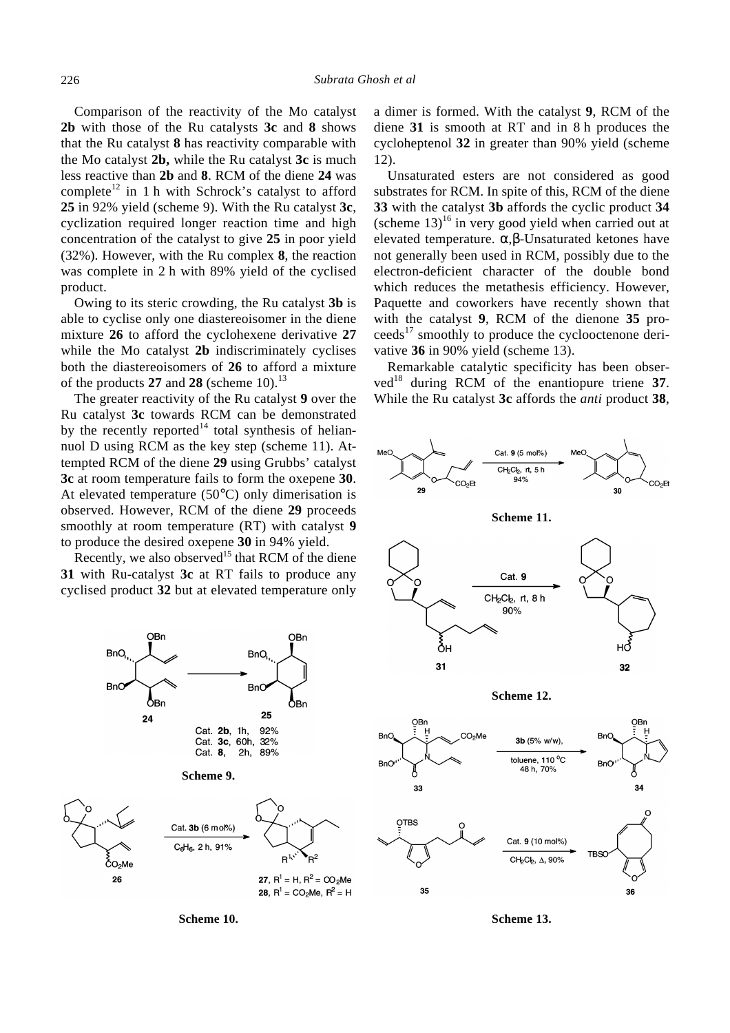Comparison of the reactivity of the Mo catalyst **2b** with those of the Ru catalysts **3c** and **8** shows that the Ru catalyst **8** has reactivity comparable with the Mo catalyst **2b,** while the Ru catalyst **3c** is much less reactive than **2b** and **8**. RCM of the diene **24** was complete[12] in 1 h with Schrock's catalyst to afford **25** in 92% yield (scheme 9). With the Ru catalyst **3c**, cyclization required longer reaction time and high concentration of the catalyst to give **25** in poor yield (32%). However, with the Ru complex **8**, the reaction was complete in 2 h with 89% yield of the cyclised product.

Owing to its steric crowding, the Ru catalyst **3b** is able to cyclise only one diastereoisomer in the diene mixture **26** to afford the cyclohexene derivative **27** while the Mo catalyst **2b** indiscriminately cyclises both the diastereoisomers of **26** to afford a mixture of the products **27** and **28** (scheme 10).[13]

The greater reactivity of the Ru catalyst **9** over the Ru catalyst **3c** towards RCM can be demonstrated by the recently reported[14] total synthesis of heliannuol D using RCM as the key step (scheme 11). Attempted RCM of the diene **29** using Grubbs' catalyst **3c** at room temperature fails to form the oxepene **30**. At elevated temperature (50°C) only dimerisation is observed. However, RCM of the diene **29** proceeds smoothly at room temperature (RT) with catalyst **9** to produce the desired oxepene **30** in 94% yield.

Recently, we also observed[15] that RCM of the diene **31** with Ru-catalyst **3c** at RT fails to produce any cyclised product **32** but at elevated temperature only a dimer is formed. With the catalyst **9**, RCM of the diene **31** is smooth at RT and in 8 h produces the cycloheptenol **32** in greater than 90% yield (scheme 12).

Unsaturated esters are not considered as good substrates for RCM. In spite of this, RCM of the diene **33** with the catalyst **3b** affords the cyclic product **34** (scheme 13)[16] in very good yield when carried out at elevated temperature. α,β-Unsaturated ketones have not generally been used in RCM, possibly due to the electron-deficient character of the double bond which reduces the metathesis efficiency. However, Paquette and coworkers have recently shown that with the catalyst **9**, RCM of the dienone **35** proceeds[17] smoothly to produce the cyclooctenone derivative **36** in 90% yield (scheme 13).

Remarkable catalytic specificity has been observed[18] during RCM of the enantiopure triene **37**. While the Ru catalyst **3c** affords the *anti* product **38**,

Cat. **2b**, 1h, 92%
Cat. **3c**, 60h, 32%
Cat. **8**, 2h, 89%

**Scheme 9.**

Cat. **3b** (6 mol%), $C_6H_6$, 2 h, 91%

**27**, $R^1$ = H, $R^2$ = $CO_2Me$
**28**, $R^1$ = $CO_2Me$, $R^2$ = H

**Scheme 10.**

Cat. **9** (5 mol%), $CH_2Cl_2$, rt, 5 h, 94%

**Scheme 11.**

Cat. **9**, $CH_2Cl_2$, rt, 8 h, 90%

**Scheme 12.**

**3b** (5% w/w), toluene, 110 °C, 48 h, 70%

Cat. **9** (10 mol%), $CH_2Cl_2$, Δ, 90%

**Scheme 13.**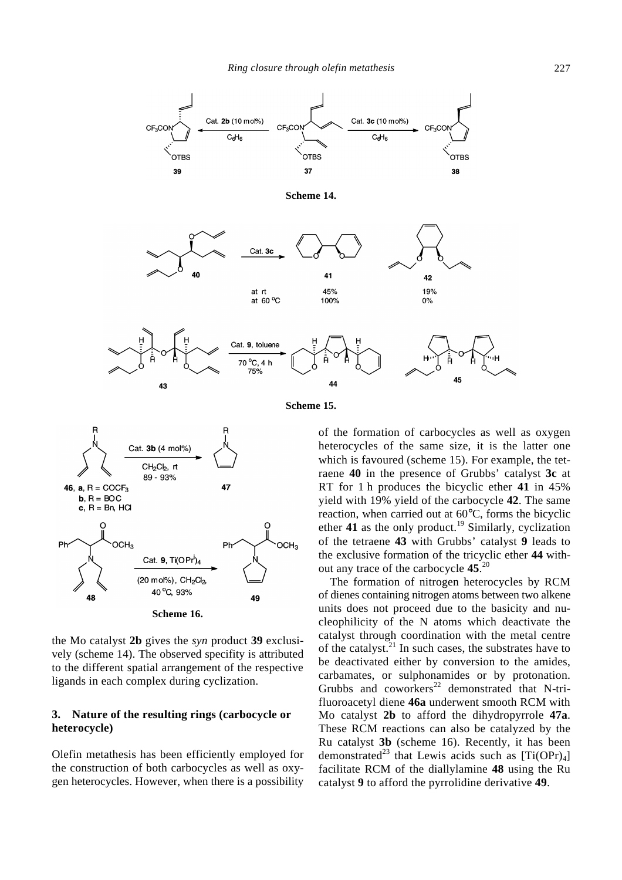**Scheme 14.**

**Scheme 15.**

**Scheme 16.**

the Mo catalyst **2b** gives the *syn* product **39** exclusively (scheme 14). The observed specifity is attributed to the different spatial arrangement of the respective ligands in each complex during cyclization.

## 3. Nature of the resulting rings (carbocycle or heterocycle)

Olefin metathesis has been efficiently employed for the construction of both carbocycles as well as oxygen heterocycles. However, when there is a possibility of the formation of carbocycles as well as oxygen heterocycles of the same size, it is the latter one which is favoured (scheme 15). For example, the tetraene **40** in the presence of Grubbs' catalyst **3c** at RT for 1 h produces the bicyclic ether **41** in 45% yield with 19% yield of the carbocycle **42**. The same reaction, when carried out at 60°C, forms the bicyclic ether **41** as the only product.[19] Similarly, cyclization of the tetraene **43** with Grubbs' catalyst **9** leads to the exclusive formation of the tricyclic ether **44** without any trace of the carbocycle **45**.[20]

The formation of nitrogen heterocycles by RCM of dienes containing nitrogen atoms between two alkene units does not proceed due to the basicity and nucleophilicity of the N atoms which deactivate the catalyst through coordination with the metal centre of the catalyst.[21] In such cases, the substrates have to be deactivated either by conversion to the amides, carbamates, or sulphonamides or by protonation. Grubbs and coworkers[22] demonstrated that N-trifluoroacetyl diene **46a** underwent smooth RCM with Mo catalyst **2b** to afford the dihydropyrrole **47a**. These RCM reactions can also be catalyzed by the Ru catalyst **3b** (scheme 16). Recently, it has been demonstrated[23] that Lewis acids such as $[Ti(OPr)_4]$ facilitate RCM of the diallylamine **48** using the Ru catalyst **9** to afford the pyrrolidine derivative **49**.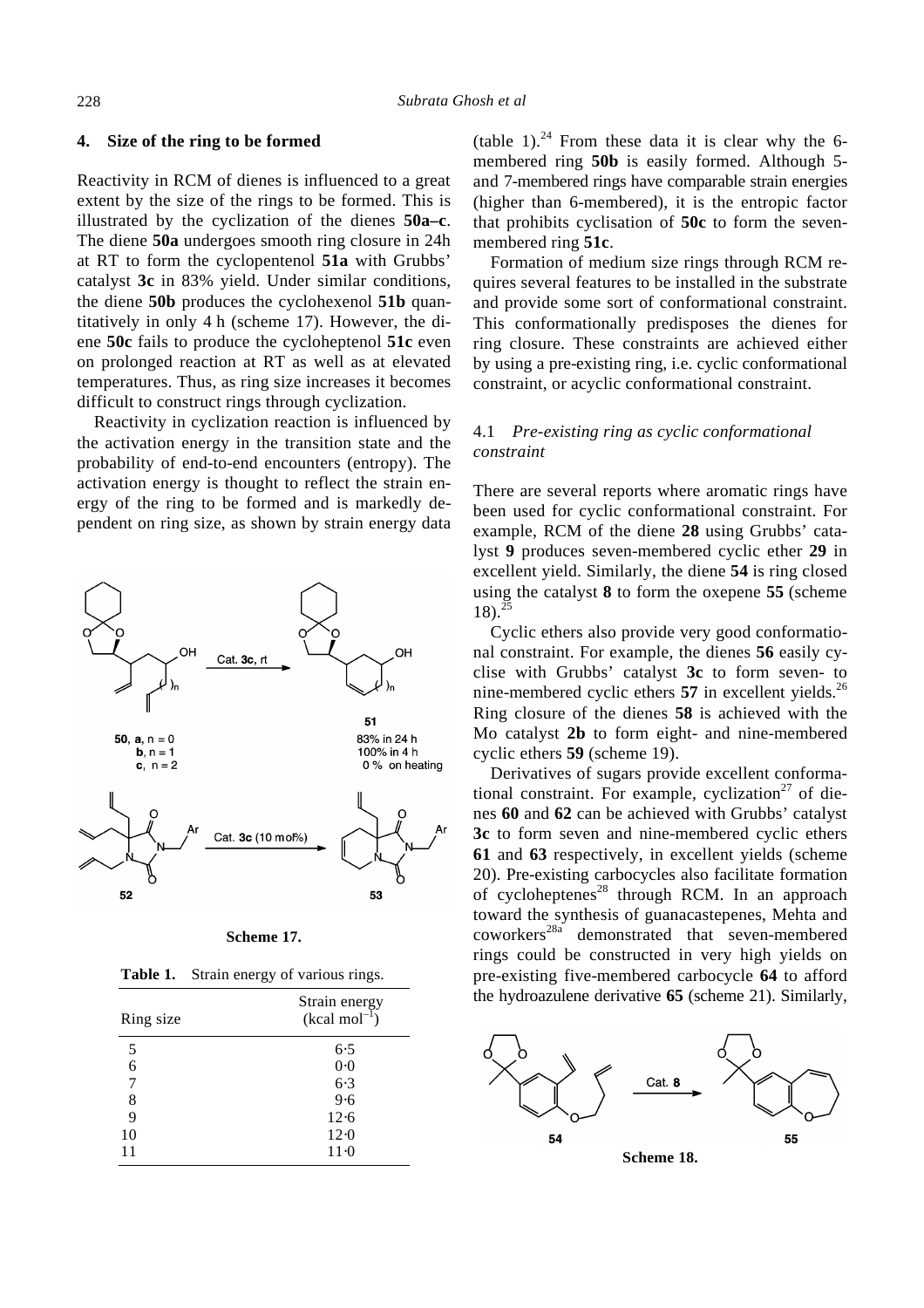## 4. Size of the ring to be formed

Reactivity in RCM of dienes is influenced to a great extent by the size of the rings to be formed. This is illustrated by the cyclization of the dienes **50a–c**. The diene **50a** undergoes smooth ring closure in 24h at RT to form the cyclopentenol **51a** with Grubbs' catalyst **3c** in 83% yield. Under similar conditions, the diene **50b** produces the cyclohexenol **51b** quantitatively in only 4 h (scheme 17). However, the diene **50c** fails to produce the cycloheptenol **51c** even on prolonged reaction at RT as well as at elevated temperatures. Thus, as ring size increases it becomes difficult to construct rings through cyclization.

Reactivity in cyclization reaction is influenced by the activation energy in the transition state and the probability of end-to-end encounters (entropy). The activation energy is thought to reflect the strain energy of the ring to be formed and is markedly dependent on ring size, as shown by strain energy data (table 1).[24] From these data it is clear why the 6-membered ring **50b** is easily formed. Although 5- and 7-membered rings have comparable strain energies (higher than 6-membered), it is the entropic factor that prohibits cyclisation of **50c** to form the seven-membered ring **51c**.

Scheme 17.

**Table 1.** Strain energy of various rings.

| Ring size | Strain energy (kcal mol$^{-1}$) |
|---|---|
| 5 | 6·5 |
| 6 | 0·0 |
| 7 | 6·3 |
| 8 | 9·6 |
| 9 | 12·6 |
| 10 | 12·0 |
| 11 | 11·0 |

Formation of medium size rings through RCM requires several features to be installed in the substrate and provide some sort of conformational constraint. This conformationally predisposes the dienes for ring closure. These constraints are achieved either by using a pre-existing ring, i.e. cyclic conformational constraint, or acyclic conformational constraint.

### 4.1 *Pre-existing ring as cyclic conformational constraint*

There are several reports where aromatic rings have been used for cyclic conformational constraint. For example, RCM of the diene **28** using Grubbs' catalyst **9** produces seven-membered cyclic ether **29** in excellent yield. Similarly, the diene **54** is ring closed using the catalyst **8** to form the oxepene **55** (scheme 18).[25]

Cyclic ethers also provide very good conformational constraint. For example, the dienes **56** easily cyclise with Grubbs' catalyst **3c** to form seven- to nine-membered cyclic ethers **57** in excellent yields.[26] Ring closure of the dienes **58** is achieved with the Mo catalyst **2b** to form eight- and nine-membered cyclic ethers **59** (scheme 19).

Derivatives of sugars provide excellent conformational constraint. For example, cyclization[27] of dienes **60** and **62** can be achieved with Grubbs' catalyst **3c** to form seven and nine-membered cyclic ethers **61** and **63** respectively, in excellent yields (scheme 20). Pre-existing carbocycles also facilitate formation of cycloheptenes[28] through RCM. In an approach toward the synthesis of guanacastepenes, Mehta and coworkers[28a] demonstrated that seven-membered rings could be constructed in very high yields on pre-existing five-membered carbocycle **64** to afford the hydroazulene derivative **65** (scheme 21). Similarly,

Scheme 18.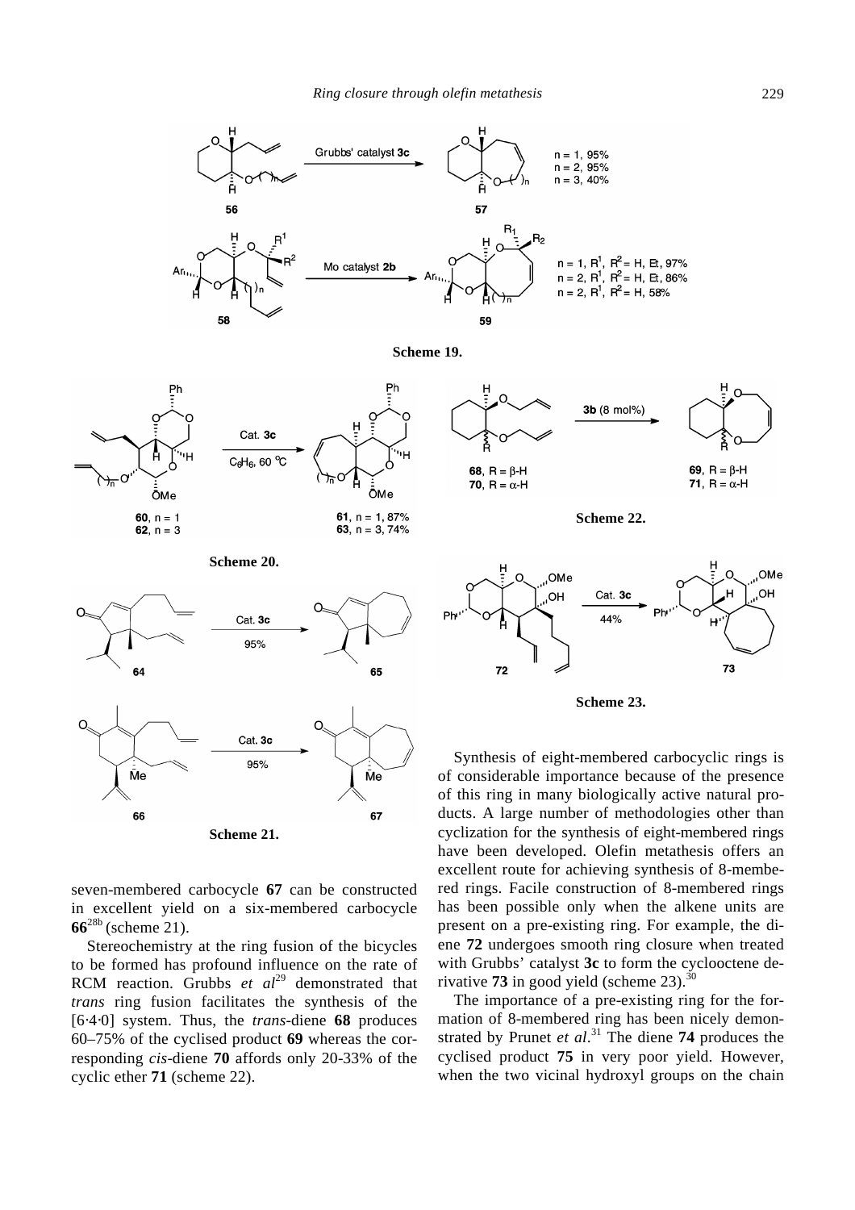Scheme 19.

Scheme 20.

Scheme 21.

Scheme 22.

Scheme 23.

seven-membered carbocycle **67** can be constructed in excellent yield on a six-membered carbocycle **66**[28b] (scheme 21).

Stereochemistry at the ring fusion of the bicycles to be formed has profound influence on the rate of RCM reaction. Grubbs *et al*[29] demonstrated that *trans* ring fusion facilitates the synthesis of the [6·4·0] system. Thus, the *trans*-diene **68** produces 60–75% of the cyclised product **69** whereas the corresponding *cis*-diene **70** affords only 20-33% of the cyclic ether **71** (scheme 22).

Synthesis of eight-membered carbocyclic rings is of considerable importance because of the presence of this ring in many biologically active natural products. A large number of methodologies other than cyclization for the synthesis of eight-membered rings have been developed. Olefin metathesis offers an excellent route for achieving synthesis of 8-membered rings. Facile construction of 8-membered rings has been possible only when the alkene units are present on a pre-existing ring. For example, the diene **72** undergoes smooth ring closure when treated with Grubbs' catalyst **3c** to form the cyclooctene derivative **73** in good yield (scheme 23).[30]

The importance of a pre-existing ring for the formation of 8-membered ring has been nicely demonstrated by Prunet *et al*.[31] The diene **74** produces the cyclised product **75** in very poor yield. However, when the two vicinal hydroxyl groups on the chain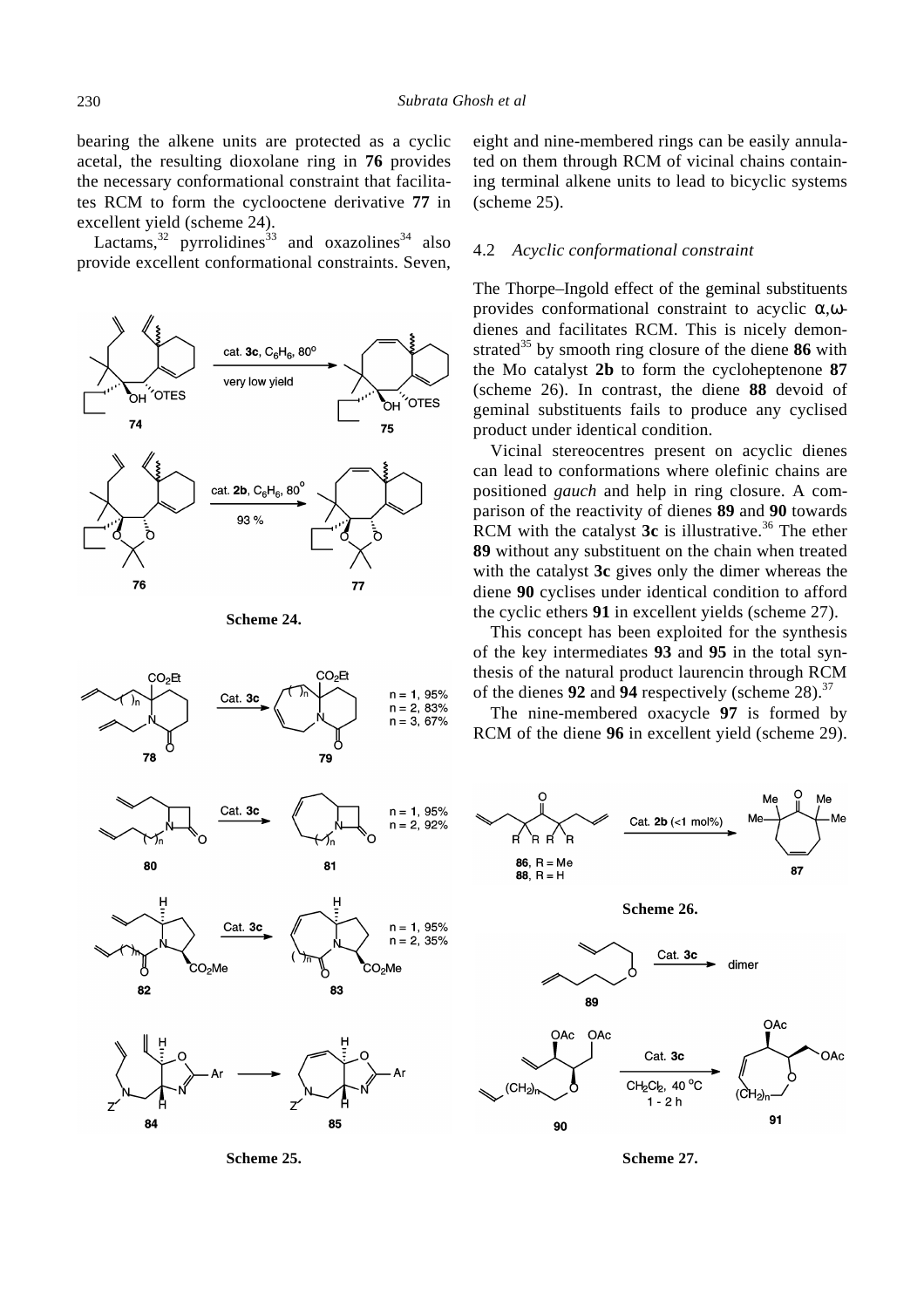bearing the alkene units are protected as a cyclic acetal, the resulting dioxolane ring in **76** provides the necessary conformational constraint that facilitates RCM to form the cyclooctene derivative **77** in excellent yield (scheme 24).

Lactams,[32] pyrrolidines[33] and oxazolines[34] also provide excellent conformational constraints. Seven, eight and nine-membered rings can be easily annulated on them through RCM of vicinal chains containing terminal alkene units to lead to bicyclic systems (scheme 25).

**Scheme 24.**

**Scheme 25.**

### 4.2 *Acyclic conformational constraint*

The Thorpe–Ingold effect of the geminal substituents provides conformational constraint to acyclic α,ω-dienes and facilitates RCM. This is nicely demonstrated[35] by smooth ring closure of the diene **86** with the Mo catalyst **2b** to form the cycloheptenone **87** (scheme 26). In contrast, the diene **88** devoid of geminal substituents fails to produce any cyclised product under identical condition.

Vicinal stereocentres present on acyclic dienes can lead to conformations where olefinic chains are positioned *gauch* and help in ring closure. A comparison of the reactivity of dienes **89** and **90** towards RCM with the catalyst **3c** is illustrative.[36] The ether **89** without any substituent on the chain when treated with the catalyst **3c** gives only the dimer whereas the diene **90** cyclises under identical condition to afford the cyclic ethers **91** in excellent yields (scheme 27).

This concept has been exploited for the synthesis of the key intermediates **93** and **95** in the total synthesis of the natural product laurencin through RCM of the dienes **92** and **94** respectively (scheme 28).[37]

The nine-membered oxacycle **97** is formed by RCM of the diene **96** in excellent yield (scheme 29).

**Scheme 26.**

**Scheme 27.**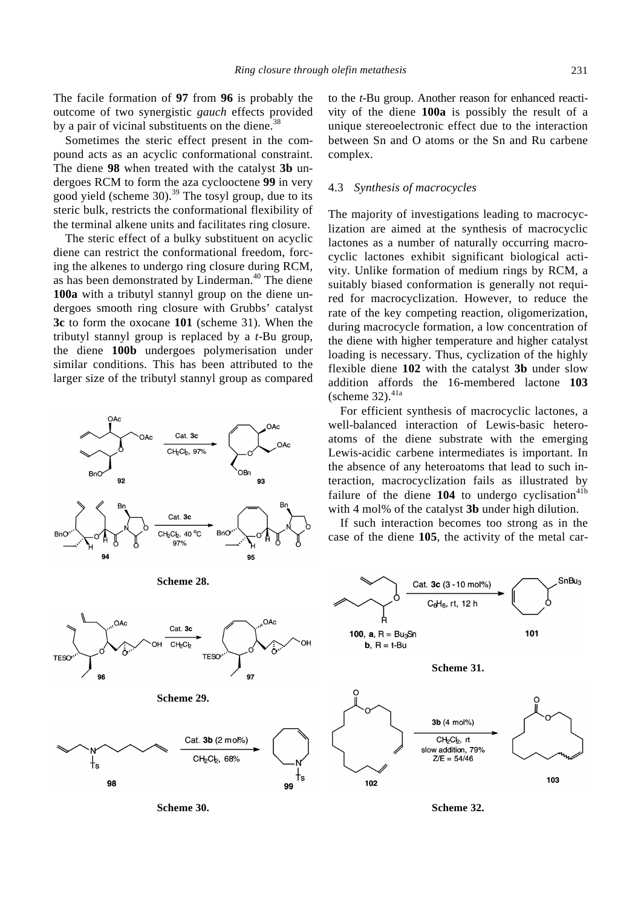The facile formation of **97** from **96** is probably the outcome of two synergistic *gauch* effects provided by a pair of vicinal substituents on the diene.[38]

Sometimes the steric effect present in the compound acts as an acyclic conformational constraint. The diene **98** when treated with the catalyst **3b** undergoes RCM to form the aza cyclooctene **99** in very good yield (scheme 30).[39] The tosyl group, due to its steric bulk, restricts the conformational flexibility of the terminal alkene units and facilitates ring closure.

The steric effect of a bulky substituent on acyclic diene can restrict the conformational freedom, forcing the alkenes to undergo ring closure during RCM, as has been demonstrated by Linderman.[40] The diene **100a** with a tributyl stannyl group on the diene undergoes smooth ring closure with Grubbs' catalyst **3c** to form the oxocane **101** (scheme 31). When the tributyl stannyl group is replaced by a *t*-Bu group, the diene **100b** undergoes polymerisation under similar conditions. This has been attributed to the larger size of the tributyl stannyl group as compared to the *t*-Bu group. Another reason for enhanced reactivity of the diene **100a** is possibly the result of a unique stereoelectronic effect due to the interaction between Sn and O atoms or the Sn and Ru carbene complex.

### 4.3 *Synthesis of macrocycles*

The majority of investigations leading to macrocyclization are aimed at the synthesis of macrocyclic lactones as a number of naturally occurring macrocyclic lactones exhibit significant biological activity. Unlike formation of medium rings by RCM, a suitably biased conformation is generally not required for macrocyclization. However, to reduce the rate of the key competing reaction, oligomerization, during macrocycle formation, a low concentration of the diene with higher temperature and higher catalyst loading is necessary. Thus, cyclization of the highly flexible diene **102** with the catalyst **3b** under slow addition affords the 16-membered lactone **103** (scheme 32).[41a]

For efficient synthesis of macrocyclic lactones, a well-balanced interaction of Lewis-basic heteroatoms of the diene substrate with the emerging Lewis-acidic carbene intermediates is important. In the absence of any heteroatoms that lead to such interaction, macrocyclization fails as illustrated by failure of the diene **104** to undergo cyclisation[41b] with 4 mol% of the catalyst **3b** under high dilution.

If such interaction becomes too strong as in the case of the diene **105**, the activity of the metal car-

**Scheme 28.**

**Scheme 29.**

**Scheme 30.**

**Scheme 31.**

**Scheme 32.**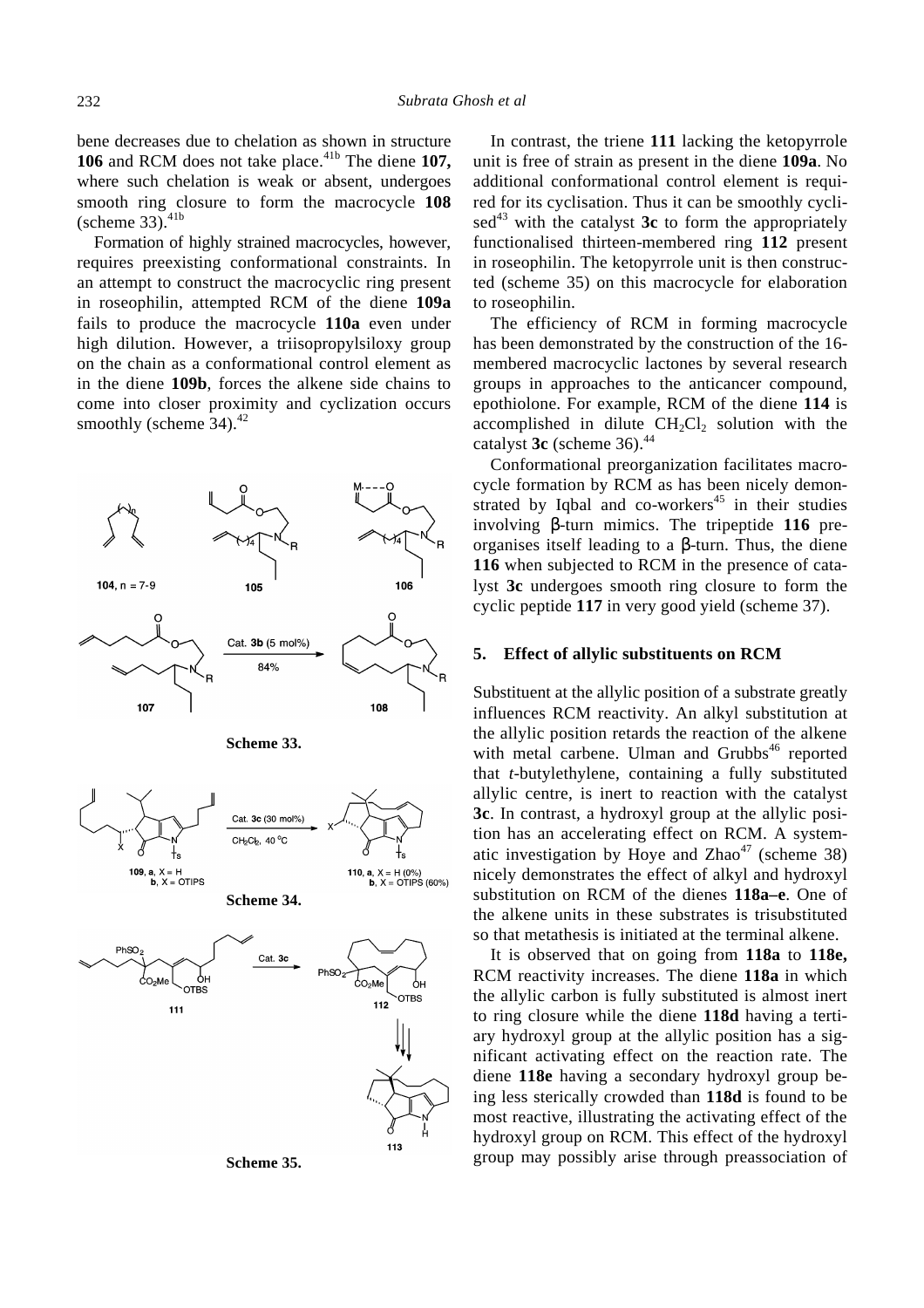bene decreases due to chelation as shown in structure **106** and RCM does not take place.[41b] The diene **107,** where such chelation is weak or absent, undergoes smooth ring closure to form the macrocycle **108** (scheme 33).[41b]

Formation of highly strained macrocycles, however, requires preexisting conformational constraints. In an attempt to construct the macrocyclic ring present in roseophilin, attempted RCM of the diene **109a** fails to produce the macrocycle **110a** even under high dilution. However, a triisopropylsiloxy group on the chain as a conformational control element as in the diene **109b**, forces the alkene side chains to come into closer proximity and cyclization occurs smoothly (scheme 34).[42]

**Scheme 33.**

**Scheme 34.**

**Scheme 35.**

In contrast, the triene **111** lacking the ketopyrrole unit is free of strain as present in the diene **109a**. No additional conformational control element is required for its cyclisation. Thus it can be smoothly cyclised[43] with the catalyst **3c** to form the appropriately functionalised thirteen-membered ring **112** present in roseophilin. The ketopyrrole unit is then constructed (scheme 35) on this macrocycle for elaboration to roseophilin.

The efficiency of RCM in forming macrocycle has been demonstrated by the construction of the 16-membered macrocyclic lactones by several research groups in approaches to the anticancer compound, epothiolone. For example, RCM of the diene **114** is accomplished in dilute $CH_2Cl_2$ solution with the catalyst **3c** (scheme 36).[44]

Conformational preorganization facilitates macrocycle formation by RCM as has been nicely demonstrated by Iqbal and co-workers[45] in their studies involving β-turn mimics. The tripeptide **116** preorganises itself leading to a β-turn. Thus, the diene **116** when subjected to RCM in the presence of catalyst **3c** undergoes smooth ring closure to form the cyclic peptide **117** in very good yield (scheme 37).

## 5. Effect of allylic substituents on RCM

Substituent at the allylic position of a substrate greatly influences RCM reactivity. An alkyl substitution at the allylic position retards the reaction of the alkene with metal carbene. Ulman and Grubbs[46] reported that *t*-butylethylene, containing a fully substituted allylic centre, is inert to reaction with the catalyst **3c**. In contrast, a hydroxyl group at the allylic position has an accelerating effect on RCM. A systematic investigation by Hoye and Zhao[47] (scheme 38) nicely demonstrates the effect of alkyl and hydroxyl substitution on RCM of the dienes **118a–e**. One of the alkene units in these substrates is trisubstituted so that metathesis is initiated at the terminal alkene.

It is observed that on going from **118a** to **118e,** RCM reactivity increases. The diene **118a** in which the allylic carbon is fully substituted is almost inert to ring closure while the diene **118d** having a tertiary hydroxyl group at the allylic position has a significant activating effect on the reaction rate. The diene **118e** having a secondary hydroxyl group being less sterically crowded than **118d** is found to be most reactive, illustrating the activating effect of the hydroxyl group on RCM. This effect of the hydroxyl group may possibly arise through preassociation of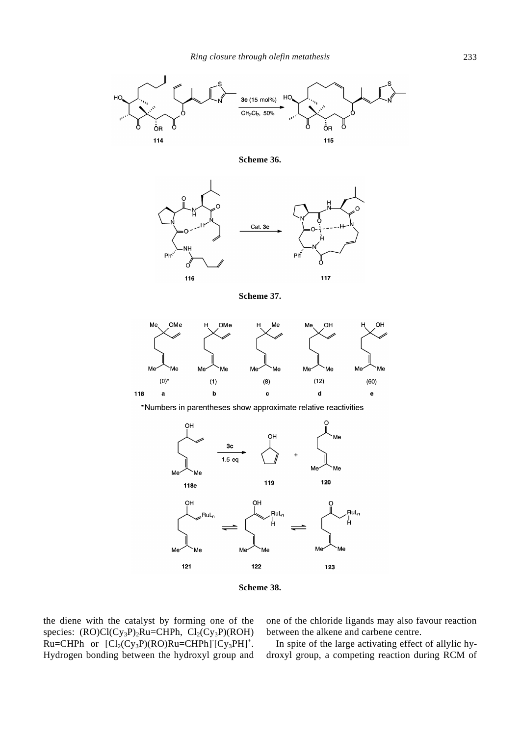**Scheme 36.**

**Scheme 37.**

*Numbers in parentheses show approximate relative reactivities

**Scheme 38.**

the diene with the catalyst by forming one of the species: $(RO)Cl(Cy_3P)_2Ru{=}CHPh$, $Cl_2(Cy_3P)(ROH)Ru{=}CHPh$ or $[Cl_2(Cy_3P)(RO)Ru{=}CHPh]^-[Cy_3PH]^+$. Hydrogen bonding between the hydroxyl group and one of the chloride ligands may also favour reaction between the alkene and carbene centre.

In spite of the large activating effect of allylic hydroxyl group, a competing reaction during RCM of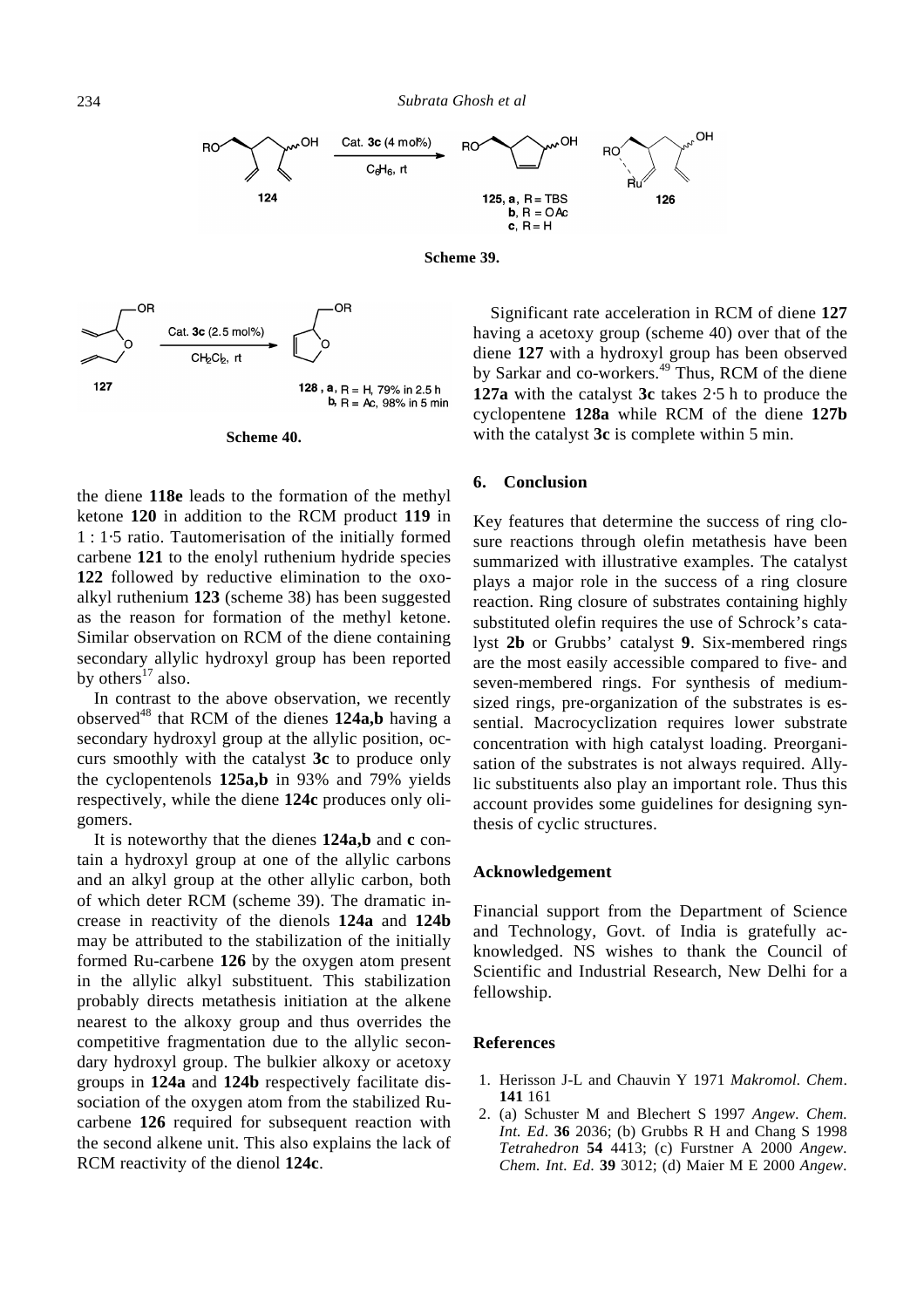Scheme 39.

Scheme 40.

the diene **118e** leads to the formation of the methyl ketone **120** in addition to the RCM product **119** in 1 : 1·5 ratio. Tautomerisation of the initially formed carbene **121** to the enolyl ruthenium hydride species **122** followed by reductive elimination to the oxo-alkyl ruthenium **123** (scheme 38) has been suggested as the reason for formation of the methyl ketone. Similar observation on RCM of the diene containing secondary allylic hydroxyl group has been reported by others[17] also.

In contrast to the above observation, we recently observed[48] that RCM of the dienes **124a,b** having a secondary hydroxyl group at the allylic position, occurs smoothly with the catalyst **3c** to produce only the cyclopentenols **125a,b** in 93% and 79% yields respectively, while the diene **124c** produces only oligomers.

It is noteworthy that the dienes **124a,b** and **c** contain a hydroxyl group at one of the allylic carbons and an alkyl group at the other allylic carbon, both of which deter RCM (scheme 39). The dramatic increase in reactivity of the dienols **124a** and **124b** may be attributed to the stabilization of the initially formed Ru-carbene **126** by the oxygen atom present in the allylic alkyl substituent. This stabilization probably directs metathesis initiation at the alkene nearest to the alkoxy group and thus overrides the competitive fragmentation due to the allylic secondary hydroxyl group. The bulkier alkoxy or acetoxy groups in **124a** and **124b** respectively facilitate dissociation of the oxygen atom from the stabilized Ru-carbene **126** required for subsequent reaction with the second alkene unit. This also explains the lack of RCM reactivity of the dienol **124c**.

Significant rate acceleration in RCM of diene **127** having a acetoxy group (scheme 40) over that of the diene **127** with a hydroxyl group has been observed by Sarkar and co-workers.[49] Thus, RCM of the diene **127a** with the catalyst **3c** takes 2·5 h to produce the cyclopentene **128a** while RCM of the diene **127b** with the catalyst **3c** is complete within 5 min.

## 6. Conclusion

Key features that determine the success of ring closure reactions through olefin metathesis have been summarized with illustrative examples. The catalyst plays a major role in the success of a ring closure reaction. Ring closure of substrates containing highly substituted olefin requires the use of Schrock's catalyst **2b** or Grubbs' catalyst **9**. Six-membered rings are the most easily accessible compared to five- and seven-membered rings. For synthesis of medium-sized rings, pre-organization of the substrates is essential. Macrocyclization requires lower substrate concentration with high catalyst loading. Preorganisation of the substrates is not always required. Allylic substituents also play an important role. Thus this account provides some guidelines for designing synthesis of cyclic structures.

## Acknowledgement

Financial support from the Department of Science and Technology, Govt. of India is gratefully acknowledged. NS wishes to thank the Council of Scientific and Industrial Research, New Delhi for a fellowship.

## References

1. Herisson J-L and Chauvin Y 1971 *Makromol. Chem*. **141** 161
2. (a) Schuster M and Blechert S 1997 *Angew. Chem. Int. Ed*. **36** 2036; (b) Grubbs R H and Chang S 1998 *Tetrahedron* **54** 4413; (c) Furstner A 2000 *Angew. Chem. Int. Ed*. **39** 3012; (d) Maier M E 2000 *Angew.*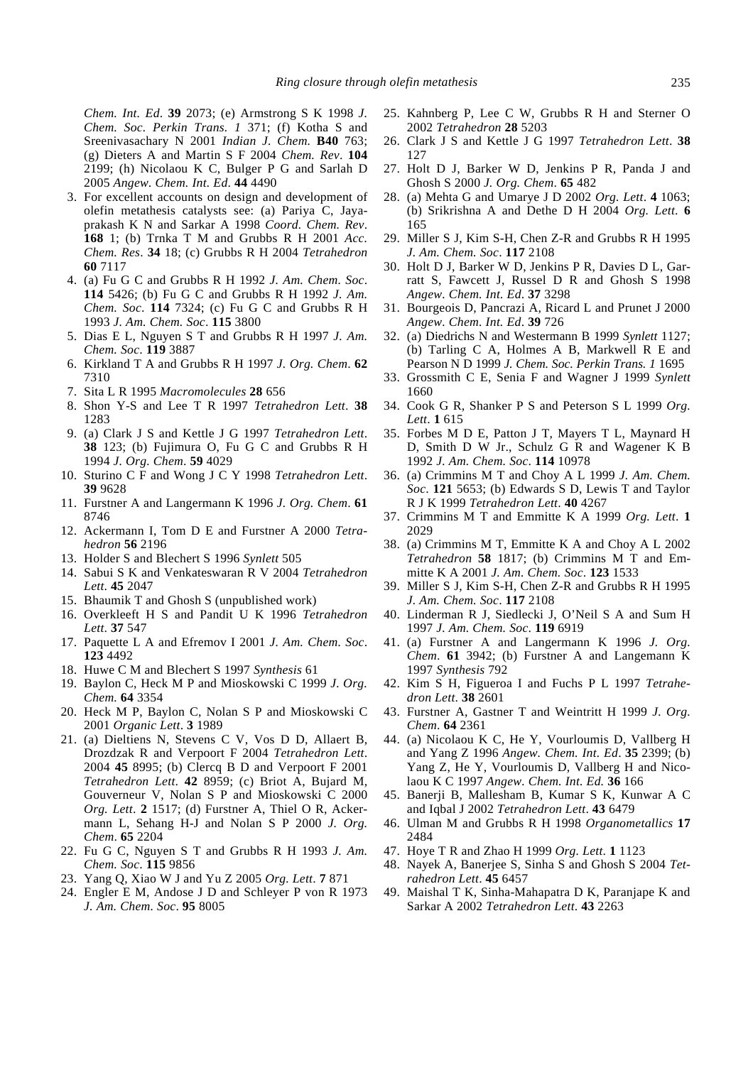*Chem. Int. Ed*. **39** 2073; (e) Armstrong S K 1998 *J. Chem. Soc. Perkin Trans. 1* 371; (f) Kotha S and Sreenivasachary N 2001 *Indian J. Chem.* **B40** 763; (g) Dieters A and Martin S F 2004 *Chem. Rev*. **104** 2199; (h) Nicolaou K C, Bulger P G and Sarlah D 2005 *Angew. Chem. Int. Ed*. **44** 4490

3. For excellent accounts on design and development of olefin metathesis catalysts see: (a) Pariya C, Jayaprakash K N and Sarkar A 1998 *Coord. Chem. Rev*. **168** 1; (b) Trnka T M and Grubbs R H 2001 *Acc. Chem. Res*. **34** 18; (c) Grubbs R H 2004 *Tetrahedron* **60** 7117
4. (a) Fu G C and Grubbs R H 1992 *J. Am. Chem. Soc*. **114** 5426; (b) Fu G C and Grubbs R H 1992 *J. Am. Chem. Soc*. **114** 7324; (c) Fu G C and Grubbs R H 1993 *J. Am. Chem. Soc*. **115** 3800
5. Dias E L, Nguyen S T and Grubbs R H 1997 *J. Am. Chem. Soc*. **119** 3887
6. Kirkland T A and Grubbs R H 1997 *J. Org. Chem*. **62** 7310
7. Sita L R 1995 *Macromolecules* **28** 656
8. Shon Y-S and Lee T R 1997 *Tetrahedron Lett*. **38** 1283
9. (a) Clark J S and Kettle J G 1997 *Tetrahedron Lett*. **38** 123; (b) Fujimura O, Fu G C and Grubbs R H 1994 *J. Org. Chem*. **59** 4029
10. Sturino C F and Wong J C Y 1998 *Tetrahedron Lett*. **39** 9628
11. Furstner A and Langermann K 1996 *J. Org. Chem*. **61** 8746
12. Ackermann I, Tom D E and Furstner A 2000 *Tetrahedron* **56** 2196
13. Holder S and Blechert S 1996 *Synlett* 505
14. Sabui S K and Venkateswaran R V 2004 *Tetrahedron Lett*. **45** 2047
15. Bhaumik T and Ghosh S (unpublished work)
16. Overkleeft H S and Pandit U K 1996 *Tetrahedron Lett*. **37** 547
17. Paquette L A and Efremov I 2001 *J. Am. Chem. Soc*. **123** 4492
18. Huwe C M and Blechert S 1997 *Synthesis* 61
19. Baylon C, Heck M P and Mioskowski C 1999 *J. Org. Chem.* **64** 3354
20. Heck M P, Baylon C, Nolan S P and Mioskowski C 2001 *Organic Lett*. **3** 1989
21. (a) Dieltiens N, Stevens C V, Vos D D, Allaert B, Drozdzak R and Verpoort F 2004 *Tetrahedron Lett*. 2004 **45** 8995; (b) Clercq B D and Verpoort F 2001 *Tetrahedron Lett*. **42** 8959; (c) Briot A, Bujard M, Gouverneur V, Nolan S P and Mioskowski C 2000 *Org. Lett*. **2** 1517; (d) Furstner A, Thiel O R, Ackermann L, Sehang H-J and Nolan S P 2000 *J. Org. Chem*. **65** 2204
22. Fu G C, Nguyen S T and Grubbs R H 1993 *J. Am. Chem. Soc*. **115** 9856
23. Yang Q, Xiao W J and Yu Z 2005 *Org. Lett*. **7** 871
24. Engler E M, Andose J D and Schleyer P von R 1973 *J. Am. Chem. Soc*. **95** 8005
25. Kahnberg P, Lee C W, Grubbs R H and Sterner O 2002 *Tetrahedron* **28** 5203
26. Clark J S and Kettle J G 1997 *Tetrahedron Lett*. **38** 127
27. Holt D J, Barker W D, Jenkins P R, Panda J and Ghosh S 2000 *J. Org. Chem*. **65** 482
28. (a) Mehta G and Umarye J D 2002 *Org. Lett*. **4** 1063; (b) Srikrishna A and Dethe D H 2004 *Org. Lett*. **6** 165
29. Miller S J, Kim S-H, Chen Z-R and Grubbs R H 1995 *J. Am. Chem. Soc*. **117** 2108
30. Holt D J, Barker W D, Jenkins P R, Davies D L, Garratt S, Fawcett J, Russel D R and Ghosh S 1998 *Angew. Chem. Int. Ed*. **37** 3298
31. Bourgeois D, Pancrazi A, Ricard L and Prunet J 2000 *Angew. Chem. Int. Ed*. **39** 726
32. (a) Diedrichs N and Westermann B 1999 *Synlett* 1127; (b) Tarling C A, Holmes A B, Markwell R E and Pearson N D 1999 *J. Chem. Soc. Perkin Trans. 1* 1695
33. Grossmith C E, Senia F and Wagner J 1999 *Synlett* 1660
34. Cook G R, Shanker P S and Peterson S L 1999 *Org. Lett*. **1** 615
35. Forbes M D E, Patton J T, Mayers T L, Maynard H D, Smith D W Jr., Schulz G R and Wagener K B 1992 *J. Am. Chem. Soc*. **114** 10978
36. (a) Crimmins M T and Choy A L 1999 *J. Am. Chem. Soc*. **121** 5653; (b) Edwards S D, Lewis T and Taylor R J K 1999 *Tetrahedron Lett*. **40** 4267
37. Crimmins M T and Emmitte K A 1999 *Org. Lett*. **1** 2029
38. (a) Crimmins M T, Emmitte K A and Choy A L 2002 *Tetrahedron* **58** 1817; (b) Crimmins M T and Emmitte K A 2001 *J. Am. Chem. Soc*. **123** 1533
39. Miller S J, Kim S-H, Chen Z-R and Grubbs R H 1995 *J. Am. Chem. Soc*. **117** 2108
40. Linderman R J, Siedlecki J, O'Neil S A and Sum H 1997 *J. Am. Chem. Soc*. **119** 6919
41. (a) Furstner A and Langermann K 1996 *J. Org. Chem*. **61** 3942; (b) Furstner A and Langemann K 1997 *Synthesis* 792
42. Kim S H, Figueroa I and Fuchs P L 1997 *Tetrahedron Lett*. **38** 2601
43. Furstner A, Gastner T and Weintritt H 1999 *J. Org. Chem*. **64** 2361
44. (a) Nicolaou K C, He Y, Vourloumis D, Vallberg H and Yang Z 1996 *Angew. Chem. Int. Ed*. **35** 2399; (b) Yang Z, He Y, Vourloumis D, Vallberg H and Nicolaou K C 1997 *Angew. Chem. Int. Ed.* **36** 166
45. Banerji B, Mallesham B, Kumar S K, Kunwar A C and Iqbal J 2002 *Tetrahedron Lett*. **43** 6479
46. Ulman M and Grubbs R H 1998 *Organometallics* **17** 2484
47. Hoye T R and Zhao H 1999 *Org. Lett*. **1** 1123
48. Nayek A, Banerjee S, Sinha S and Ghosh S 2004 *Tetrahedron Lett*. **45** 6457
49. Maishal T K, Sinha-Mahapatra D K, Paranjape K and Sarkar A 2002 *Tetrahedron Lett*. **43** 2263